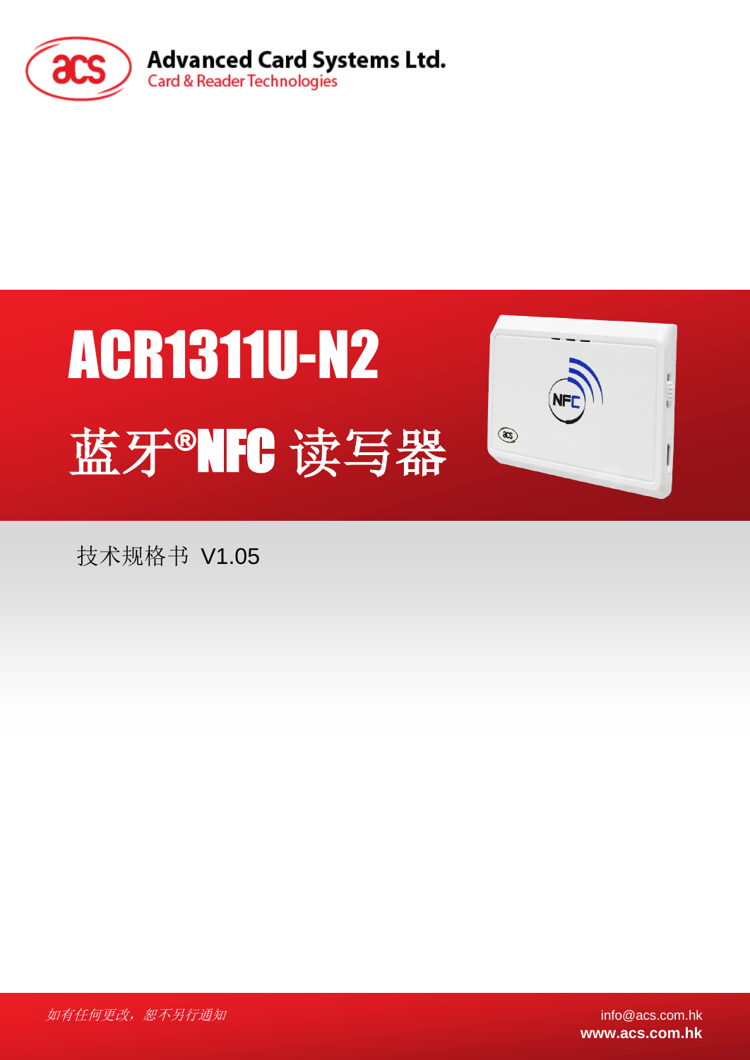Advanced Card Systems Ltd.

Card & Reader Technologies

# ACR1311U-N2

# 蓝牙®NFC 读写器

技术规格书 V1.05

*如有任何更改，恕不另行通知*

info@acs.com.hk

**www.acs.com.hk**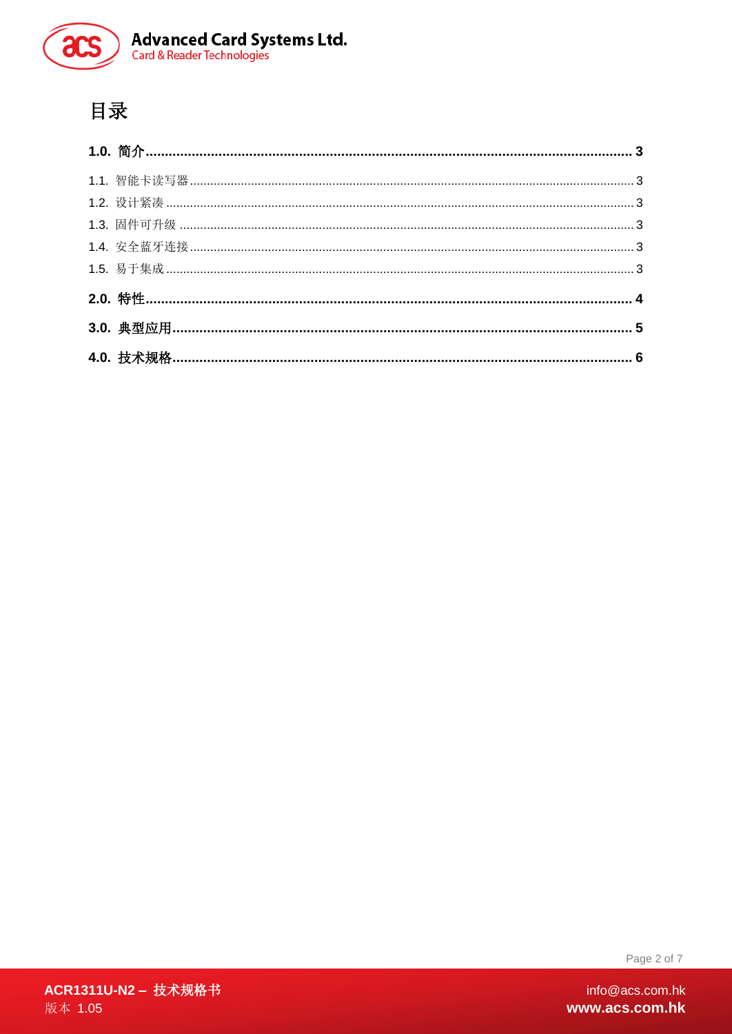# 目录

**1.0. 简介 ... 3**

1.1. 智能卡读写器 ... 3

1.2. 设计紧凑 ... 3

1.3. 固件可升级 ... 3

1.4. 安全蓝牙连接 ... 3

1.5. 易于集成 ... 3

**2.0. 特性 ... 4**

**3.0. 典型应用 ... 5**

**4.0. 技术规格 ... 6**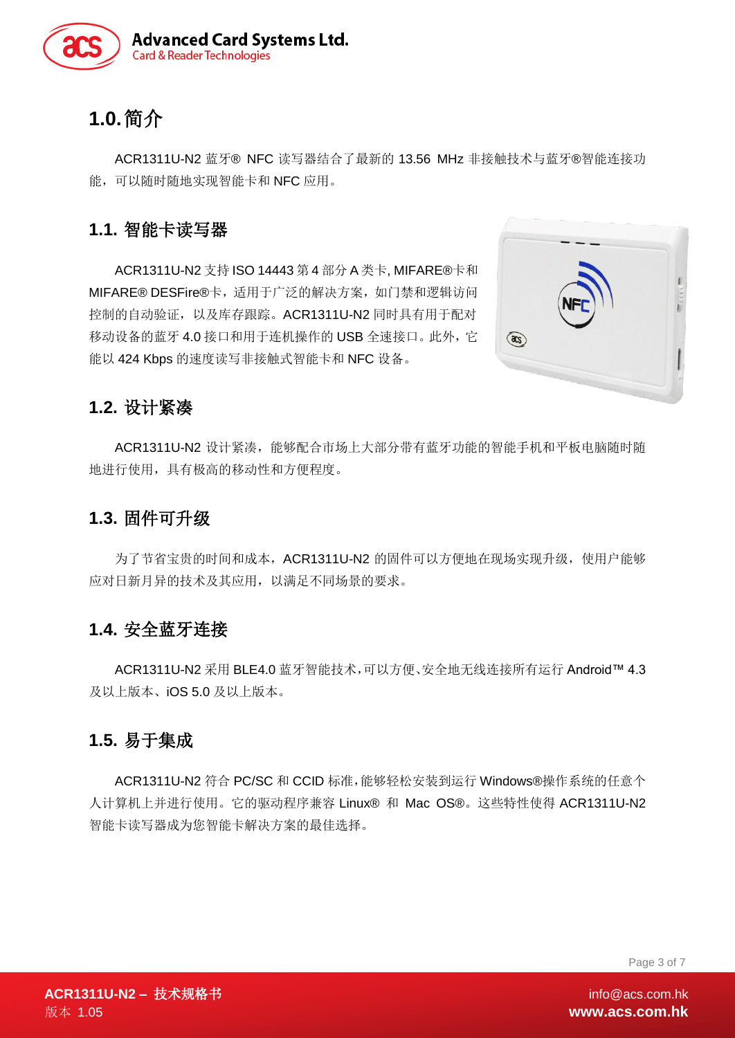# 1.0. 简介

ACR1311U-N2 蓝牙® NFC 读写器结合了最新的 13.56 MHz 非接触技术与蓝牙®智能连接功能，可以随时随地实现智能卡和 NFC 应用。

## 1.1. 智能卡读写器

ACR1311U-N2 支持 ISO 14443 第 4 部分 A 类卡, MIFARE®卡和 MIFARE® DESFire®卡，适用于广泛的解决方案，如门禁和逻辑访问控制的自动验证，以及库存跟踪。ACR1311U-N2 同时具有用于配对移动设备的蓝牙 4.0 接口和用于连机操作的 USB 全速接口。此外，它能以 424 Kbps 的速度读写非接触式智能卡和 NFC 设备。

## 1.2. 设计紧凑

ACR1311U-N2 设计紧凑，能够配合市场上大部分带有蓝牙功能的智能手机和平板电脑随时随地进行使用，具有极高的移动性和方便程度。

## 1.3. 固件可升级

为了节省宝贵的时间和成本，ACR1311U-N2 的固件可以方便地在现场实现升级，使用户能够应对日新月异的技术及其应用，以满足不同场景的要求。

## 1.4. 安全蓝牙连接

ACR1311U-N2 采用 BLE4.0 蓝牙智能技术，可以方便、安全地无线连接所有运行 Android™ 4.3 及以上版本、iOS 5.0 及以上版本。

## 1.5. 易于集成

ACR1311U-N2 符合 PC/SC 和 CCID 标准，能够轻松安装到运行 Windows®操作系统的任意个人计算机上并进行使用。它的驱动程序兼容 Linux® 和 Mac OS®。这些特性使得 ACR1311U-N2 智能卡读写器成为您智能卡解决方案的最佳选择。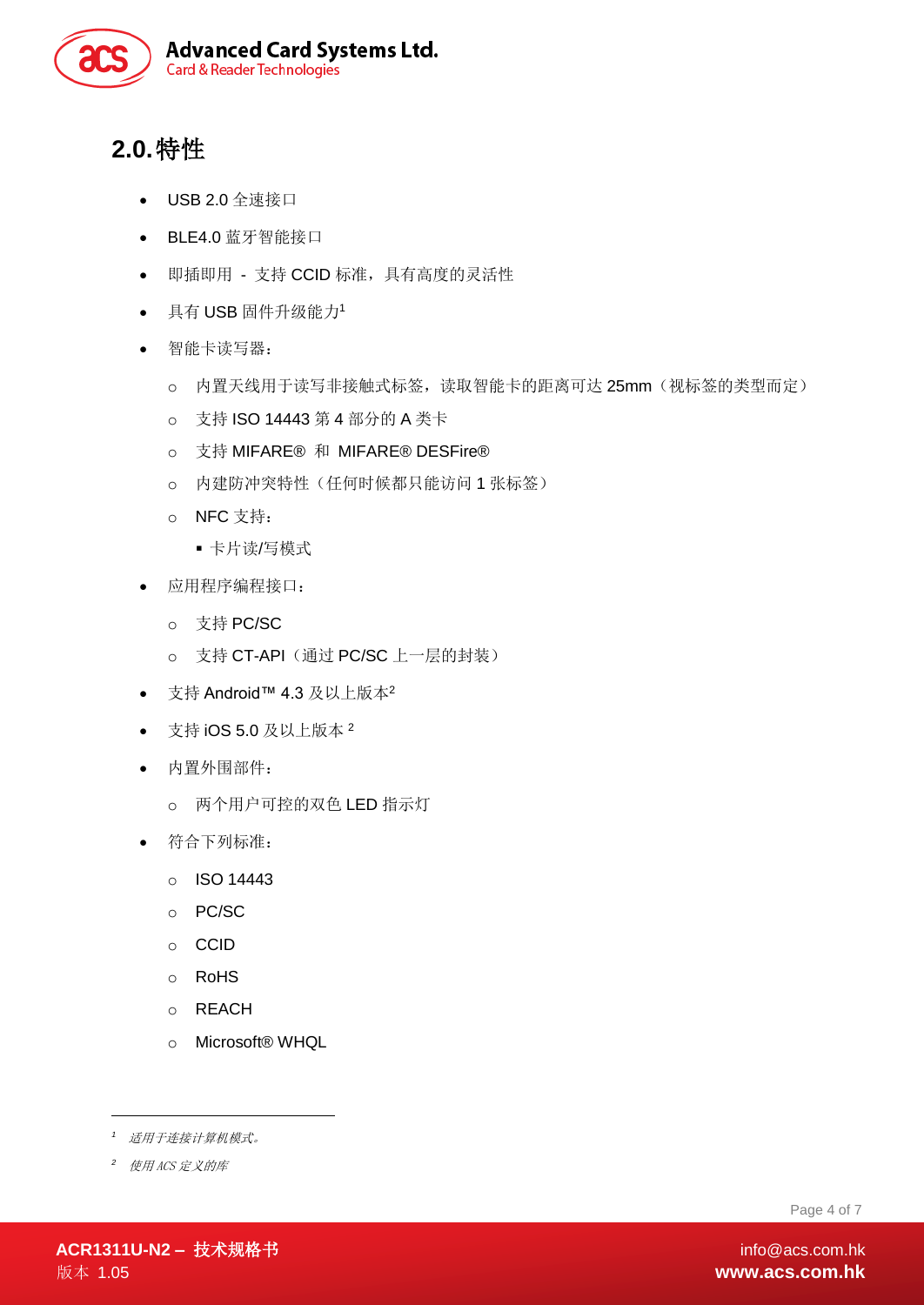## 2.0. 特性

- USB 2.0 全速接口
- BLE4.0 蓝牙智能接口
- 即插即用 - 支持 CCID 标准，具有高度的灵活性
- 具有 USB 固件升级能力[1]
- 智能卡读写器：
    - 内置天线用于读写非接触式标签，读取智能卡的距离可达 25mm（视标签的类型而定）
    - 支持 ISO 14443 第 4 部分的 A 类卡
    - 支持 MIFARE® 和 MIFARE® DESFire®
    - 内建防冲突特性（任何时候都只能访问 1 张标签）
    - NFC 支持：
        - 卡片读/写模式
- 应用程序编程接口：
    - 支持 PC/SC
    - 支持 CT-API（通过 PC/SC 上一层的封装）
- 支持 Android™ 4.3 及以上版本[2]
- 支持 iOS 5.0 及以上版本 [2]
- 内置外围部件：
    - 两个用户可控的双色 LED 指示灯
- 符合下列标准：
    - ISO 14443
    - PC/SC
    - CCID
    - RoHS
    - REACH
    - Microsoft® WHQL

---

[1] *适用于连接计算机模式。*

[2] *使用 ACS 定义的库*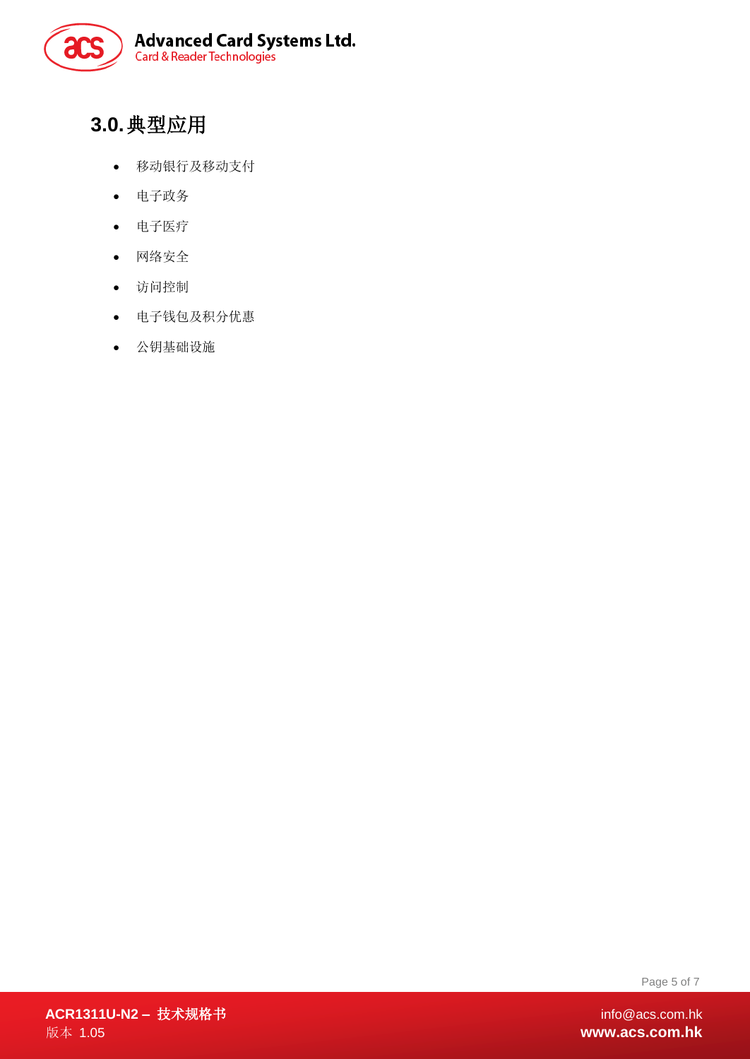## 3.0. 典型应用

- 移动银行及移动支付
- 电子政务
- 电子医疗
- 网络安全
- 访问控制
- 电子钱包及积分优惠
- 公钥基础设施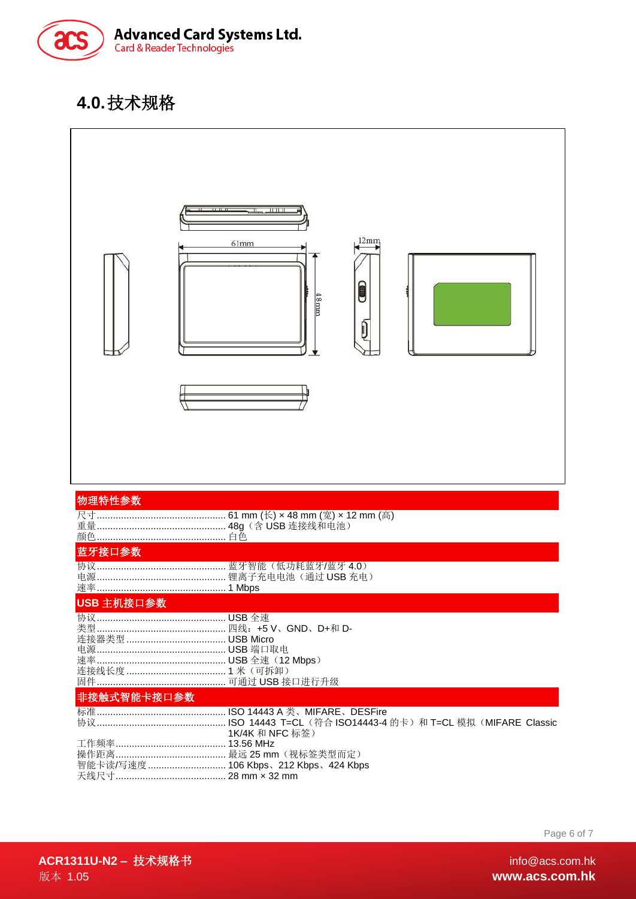# 4.0. 技术规格

### 物理特性参数

尺寸............................................... 61 mm (长) × 48 mm (宽) × 12 mm (高)
重量............................................... 48g（含 USB 连接线和电池）
颜色............................................... 白色

### 蓝牙接口参数

协议............................................... 蓝牙智能（低功耗蓝牙/蓝牙 4.0）
电源............................................... 锂离子充电电池（通过 USB 充电）
速率............................................... 1 Mbps

### USB 主机接口参数

协议............................................... USB 全速
类型............................................... 四线：+5 V、GND、D+和 D-
连接器类型.................................... USB Micro
电源............................................... USB 端口取电
速率............................................... USB 全速（12 Mbps）
连接线长度.................................... 1 米（可拆卸）
固件............................................... 可通过 USB 接口进行升级

### 非接触式智能卡接口参数

标准............................................... ISO 14443 A 类、MIFARE、DESFire
协议............................................... ISO 14443 T=CL（符合 ISO14443-4 的卡）和 T=CL 模拟（MIFARE Classic 1K/4K 和 NFC 标签）
工作频率........................................ 13.56 MHz
操作距离........................................ 最远 25 mm（视标签类型而定）
智能卡读/写速度............................ 106 Kbps、212 Kbps、424 Kbps
天线尺寸........................................ 28 mm × 32 mm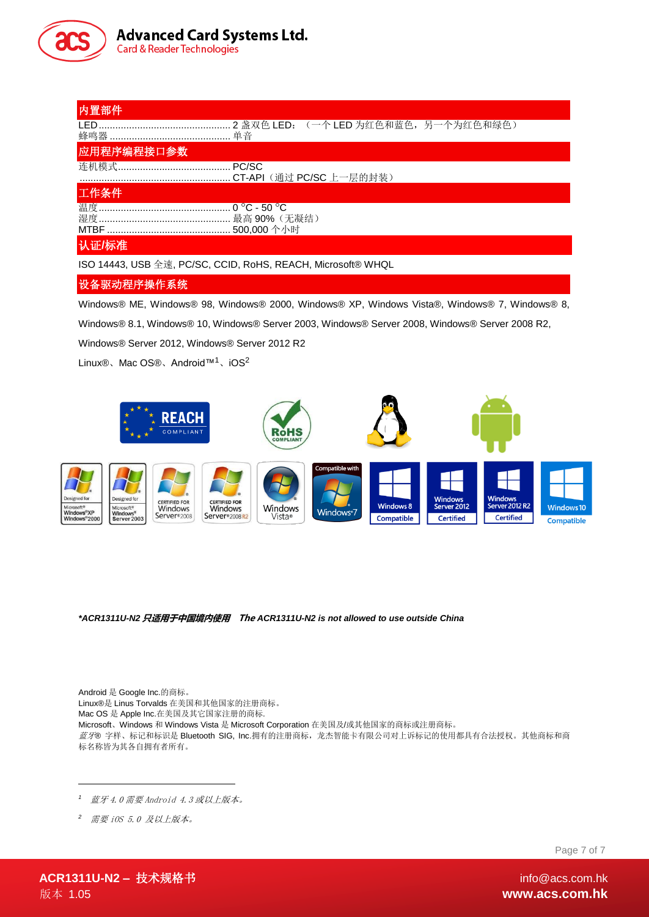## 内置部件

LED................................................ 2 盏双色 LED：（一个 LED 为红色和蓝色，另一个为红色和绿色）
蜂鸣器............................................ 单音

## 应用程序编程接口参数

连机模式......................................... PC/SC
....................................................... CT-API（通过 PC/SC 上一层的封装）

## 工作条件

温度................................................ 0 °C - 50 °C
湿度................................................ 最高 90%（无凝结）
MTBF ............................................. 500,000 个小时

## 认证/标准

ISO 14443, USB 全速, PC/SC, CCID, RoHS, REACH, Microsoft® WHQL

## 设备驱动程序操作系统

Windows® ME, Windows® 98, Windows® 2000, Windows® XP, Windows Vista®, Windows® 7, Windows® 8, Windows® 8.1, Windows® 10, Windows® Server 2003, Windows® Server 2008, Windows® Server 2008 R2, Windows® Server 2012, Windows® Server 2012 R2

Linux®、Mac OS®、Android™[1]、iOS[2]

***ACR1311U-N2 只适用于中国境内使用　The ACR1311U-N2 is not allowed to use outside China**

Android 是 Google Inc.的商标。
Linux®是 Linus Torvalds 在美国和其他国家的注册商标。
Mac OS 是 Apple Inc.在美国及其它国家注册的商标.
Microsoft、Windows 和 Windows Vista 是 Microsoft Corporation 在美国及/或其他国家的商标或注册商标。
*蓝牙*® 字样、标记和标识是 Bluetooth SIG, Inc.拥有的注册商标，龙杰智能卡有限公司对上诉标记的使用都具有合法授权。其他商标和商标名称皆为其各自拥有者所有。

---

[1] *蓝牙 4.0 需要 Android 4.3 或以上版本。*

[2] *需要 iOS 5.0 及以上版本。*